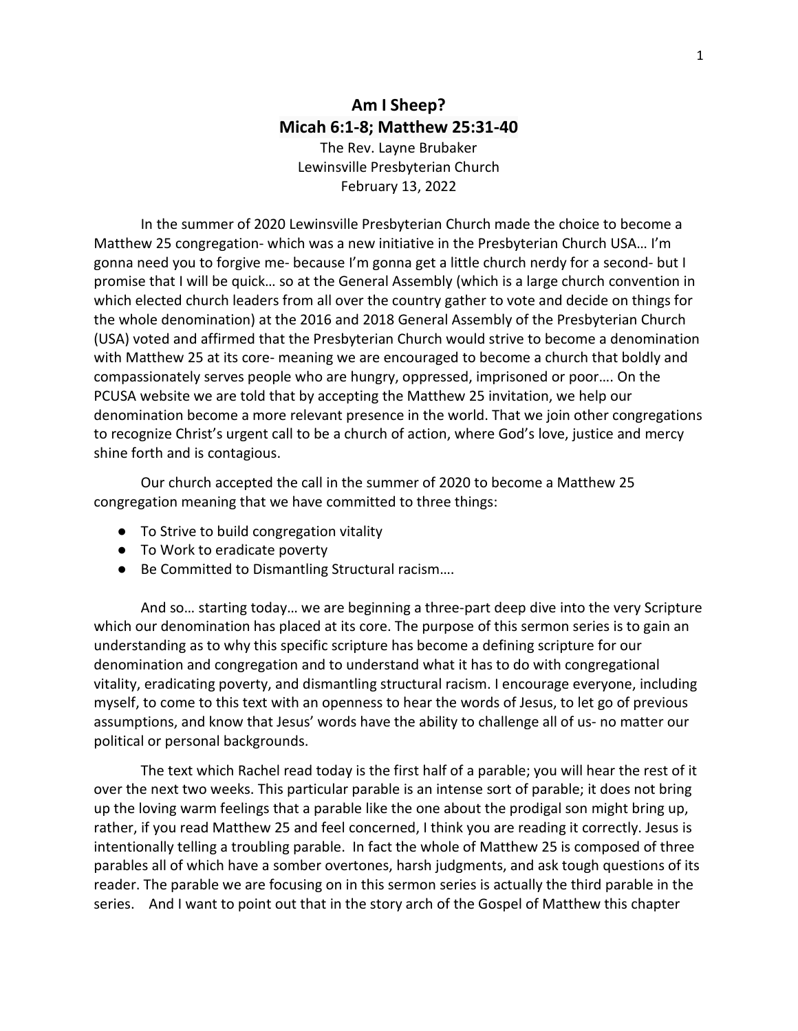# Am I Sheep?
## Micah 6:1-8; Matthew 25:31-40

The Rev. Layne Brubaker
Lewinsville Presbyterian Church
February 13, 2022

In the summer of 2020 Lewinsville Presbyterian Church made the choice to become a Matthew 25 congregation- which was a new initiative in the Presbyterian Church USA… I'm gonna need you to forgive me- because I'm gonna get a little church nerdy for a second- but I promise that I will be quick… so at the General Assembly (which is a large church convention in which elected church leaders from all over the country gather to vote and decide on things for the whole denomination) at the 2016 and 2018 General Assembly of the Presbyterian Church (USA) voted and affirmed that the Presbyterian Church would strive to become a denomination with Matthew 25 at its core- meaning we are encouraged to become a church that boldly and compassionately serves people who are hungry, oppressed, imprisoned or poor…. On the PCUSA website we are told that by accepting the Matthew 25 invitation, we help our denomination become a more relevant presence in the world. That we join other congregations to recognize Christ's urgent call to be a church of action, where God's love, justice and mercy shine forth and is contagious.

Our church accepted the call in the summer of 2020 to become a Matthew 25 congregation meaning that we have committed to three things:

- To Strive to build congregation vitality
- To Work to eradicate poverty
- Be Committed to Dismantling Structural racism….

And so… starting today… we are beginning a three-part deep dive into the very Scripture which our denomination has placed at its core. The purpose of this sermon series is to gain an understanding as to why this specific scripture has become a defining scripture for our denomination and congregation and to understand what it has to do with congregational vitality, eradicating poverty, and dismantling structural racism. I encourage everyone, including myself, to come to this text with an openness to hear the words of Jesus, to let go of previous assumptions, and know that Jesus' words have the ability to challenge all of us- no matter our political or personal backgrounds.

The text which Rachel read today is the first half of a parable; you will hear the rest of it over the next two weeks. This particular parable is an intense sort of parable; it does not bring up the loving warm feelings that a parable like the one about the prodigal son might bring up, rather, if you read Matthew 25 and feel concerned, I think you are reading it correctly. Jesus is intentionally telling a troubling parable. In fact the whole of Matthew 25 is composed of three parables all of which have a somber overtones, harsh judgments, and ask tough questions of its reader. The parable we are focusing on in this sermon series is actually the third parable in the series. And I want to point out that in the story arch of the Gospel of Matthew this chapter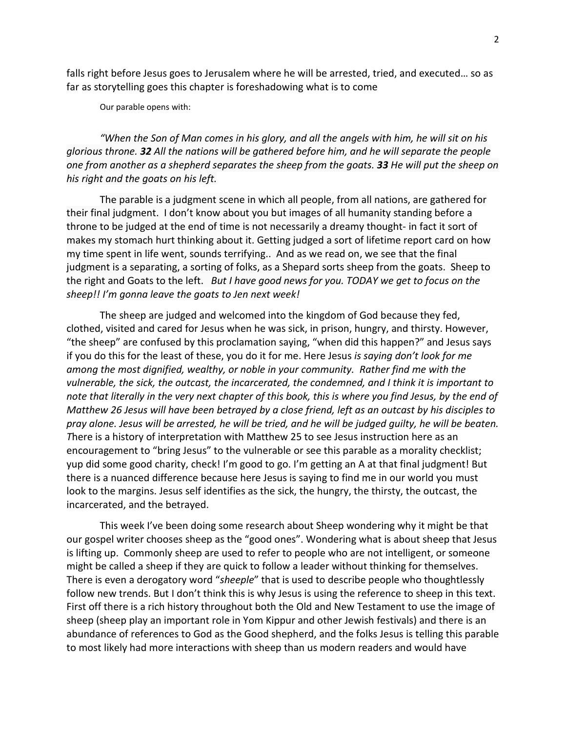falls right before Jesus goes to Jerusalem where he will be arrested, tried, and executed… so as far as storytelling goes this chapter is foreshadowing what is to come

Our parable opens with:

*"When the Son of Man comes in his glory, and all the angels with him, he will sit on his glorious throne. **32** All the nations will be gathered before him, and he will separate the people one from another as a shepherd separates the sheep from the goats. **33** He will put the sheep on his right and the goats on his left.*

The parable is a judgment scene in which all people, from all nations, are gathered for their final judgment. I don't know about you but images of all humanity standing before a throne to be judged at the end of time is not necessarily a dreamy thought- in fact it sort of makes my stomach hurt thinking about it. Getting judged a sort of lifetime report card on how my time spent in life went, sounds terrifying.. And as we read on, we see that the final judgment is a separating, a sorting of folks, as a Shepard sorts sheep from the goats. Sheep to the right and Goats to the left. *But I have good news for you. TODAY we get to focus on the sheep!! I'm gonna leave the goats to Jen next week!*

The sheep are judged and welcomed into the kingdom of God because they fed, clothed, visited and cared for Jesus when he was sick, in prison, hungry, and thirsty. However, "the sheep" are confused by this proclamation saying, "when did this happen?" and Jesus says if you do this for the least of these, you do it for me. Here Jesus *is saying don't look for me among the most dignified, wealthy, or noble in your community. Rather find me with the vulnerable, the sick, the outcast, the incarcerated, the condemned, and I think it is important to note that literally in the very next chapter of this book, this is where you find Jesus, by the end of Matthew 26 Jesus will have been betrayed by a close friend, left as an outcast by his disciples to pray alone. Jesus will be arrested, he will be tried, and he will be judged guilty, he will be beaten. T*here is a history of interpretation with Matthew 25 to see Jesus instruction here as an encouragement to "bring Jesus" to the vulnerable or see this parable as a morality checklist; yup did some good charity, check! I'm good to go. I'm getting an A at that final judgment! But there is a nuanced difference because here Jesus is saying to find me in our world you must look to the margins. Jesus self identifies as the sick, the hungry, the thirsty, the outcast, the incarcerated, and the betrayed.

This week I've been doing some research about Sheep wondering why it might be that our gospel writer chooses sheep as the "good ones". Wondering what is about sheep that Jesus is lifting up. Commonly sheep are used to refer to people who are not intelligent, or someone might be called a sheep if they are quick to follow a leader without thinking for themselves. There is even a derogatory word "*sheeple*" that is used to describe people who thoughtlessly follow new trends. But I don't think this is why Jesus is using the reference to sheep in this text. First off there is a rich history throughout both the Old and New Testament to use the image of sheep (sheep play an important role in Yom Kippur and other Jewish festivals) and there is an abundance of references to God as the Good shepherd, and the folks Jesus is telling this parable to most likely had more interactions with sheep than us modern readers and would have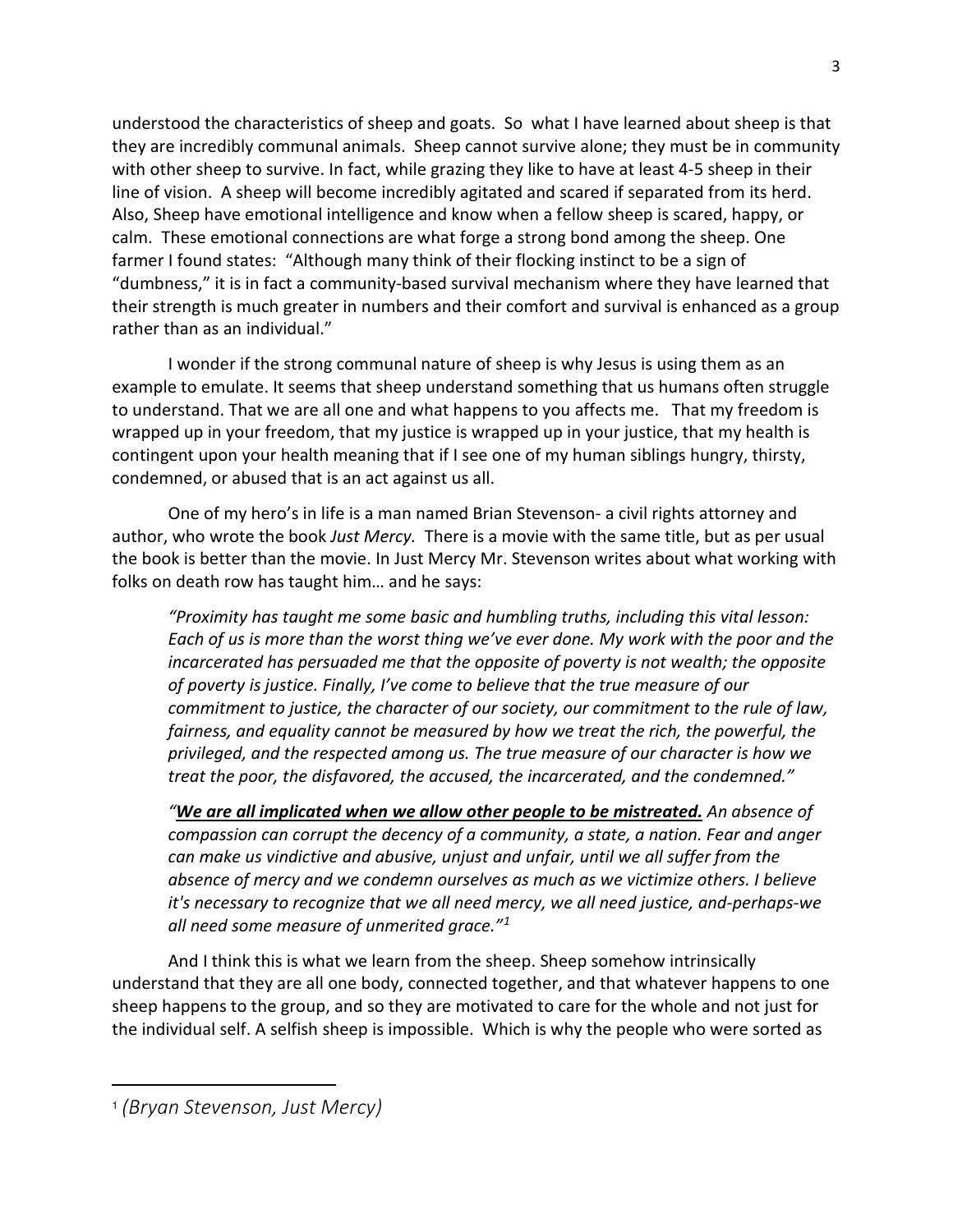understood the characteristics of sheep and goats. So what I have learned about sheep is that they are incredibly communal animals. Sheep cannot survive alone; they must be in community with other sheep to survive. In fact, while grazing they like to have at least 4-5 sheep in their line of vision. A sheep will become incredibly agitated and scared if separated from its herd. Also, Sheep have emotional intelligence and know when a fellow sheep is scared, happy, or calm. These emotional connections are what forge a strong bond among the sheep. One farmer I found states: "Although many think of their flocking instinct to be a sign of "dumbness," it is in fact a community-based survival mechanism where they have learned that their strength is much greater in numbers and their comfort and survival is enhanced as a group rather than as an individual."

I wonder if the strong communal nature of sheep is why Jesus is using them as an example to emulate. It seems that sheep understand something that us humans often struggle to understand. That we are all one and what happens to you affects me. That my freedom is wrapped up in your freedom, that my justice is wrapped up in your justice, that my health is contingent upon your health meaning that if I see one of my human siblings hungry, thirsty, condemned, or abused that is an act against us all.

One of my hero's in life is a man named Brian Stevenson- a civil rights attorney and author, who wrote the book *Just Mercy.* There is a movie with the same title, but as per usual the book is better than the movie. In Just Mercy Mr. Stevenson writes about what working with folks on death row has taught him… and he says:

> *"Proximity has taught me some basic and humbling truths, including this vital lesson: Each of us is more than the worst thing we've ever done. My work with the poor and the incarcerated has persuaded me that the opposite of poverty is not wealth; the opposite of poverty is justice. Finally, I've come to believe that the true measure of our commitment to justice, the character of our society, our commitment to the rule of law, fairness, and equality cannot be measured by how we treat the rich, the powerful, the privileged, and the respected among us. The true measure of our character is how we treat the poor, the disfavored, the accused, the incarcerated, and the condemned."*

> *"**We are all implicated when we allow other people to be mistreated.** An absence of compassion can corrupt the decency of a community, a state, a nation. Fear and anger can make us vindictive and abusive, unjust and unfair, until we all suffer from the absence of mercy and we condemn ourselves as much as we victimize others. I believe it's necessary to recognize that we all need mercy, we all need justice, and-perhaps-we all need some measure of unmerited grace."*[1]

And I think this is what we learn from the sheep. Sheep somehow intrinsically understand that they are all one body, connected together, and that whatever happens to one sheep happens to the group, and so they are motivated to care for the whole and not just for the individual self. A selfish sheep is impossible. Which is why the people who were sorted as

---

[1] *(Bryan Stevenson, Just Mercy)*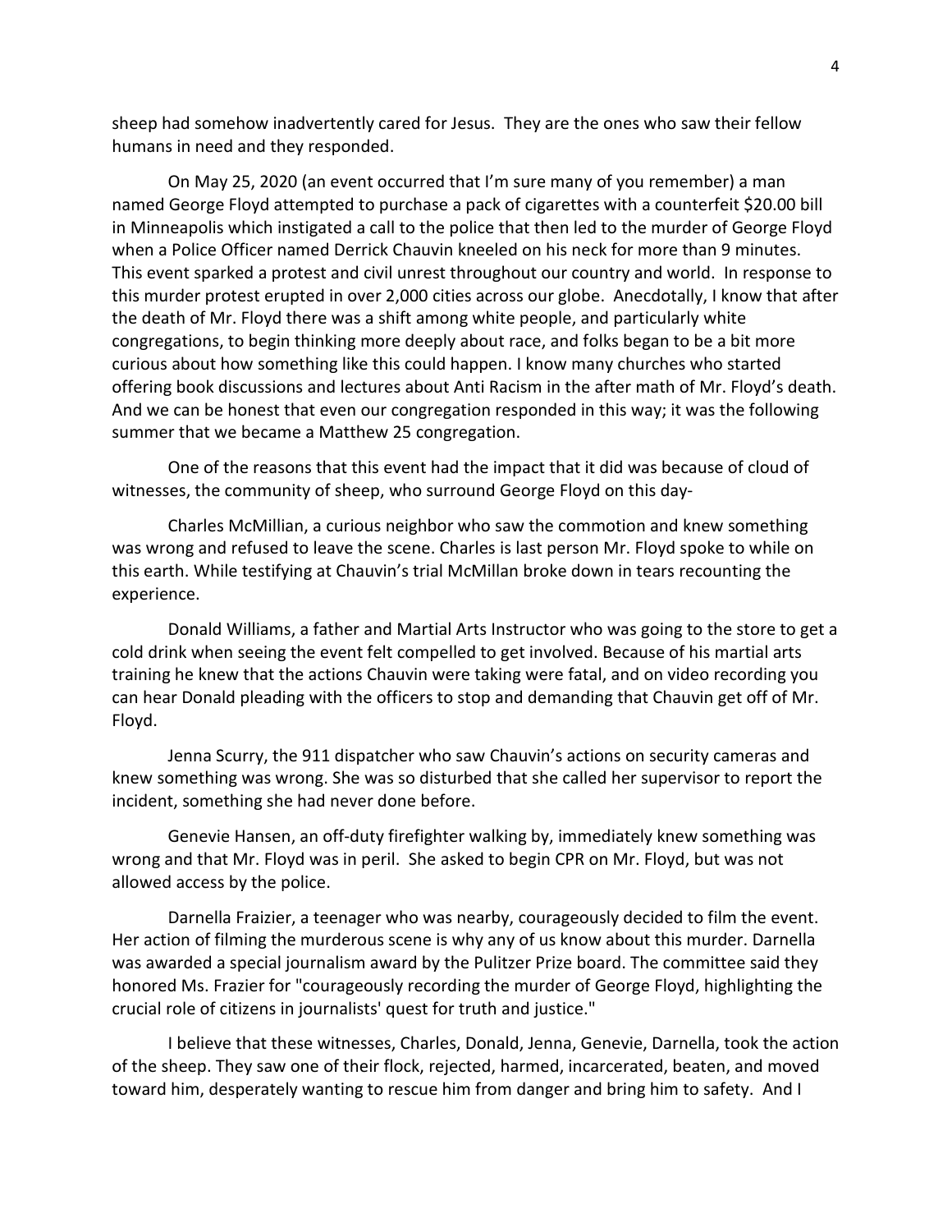sheep had somehow inadvertently cared for Jesus. They are the ones who saw their fellow humans in need and they responded.

On May 25, 2020 (an event occurred that I'm sure many of you remember) a man named George Floyd attempted to purchase a pack of cigarettes with a counterfeit $20.00 bill in Minneapolis which instigated a call to the police that then led to the murder of George Floyd when a Police Officer named Derrick Chauvin kneeled on his neck for more than 9 minutes. This event sparked a protest and civil unrest throughout our country and world. In response to this murder protest erupted in over 2,000 cities across our globe. Anecdotally, I know that after the death of Mr. Floyd there was a shift among white people, and particularly white congregations, to begin thinking more deeply about race, and folks began to be a bit more curious about how something like this could happen. I know many churches who started offering book discussions and lectures about Anti Racism in the after math of Mr. Floyd's death. And we can be honest that even our congregation responded in this way; it was the following summer that we became a Matthew 25 congregation.

One of the reasons that this event had the impact that it did was because of cloud of witnesses, the community of sheep, who surround George Floyd on this day-

Charles McMillian, a curious neighbor who saw the commotion and knew something was wrong and refused to leave the scene. Charles is last person Mr. Floyd spoke to while on this earth. While testifying at Chauvin's trial McMillan broke down in tears recounting the experience.

Donald Williams, a father and Martial Arts Instructor who was going to the store to get a cold drink when seeing the event felt compelled to get involved. Because of his martial arts training he knew that the actions Chauvin were taking were fatal, and on video recording you can hear Donald pleading with the officers to stop and demanding that Chauvin get off of Mr. Floyd.

Jenna Scurry, the 911 dispatcher who saw Chauvin's actions on security cameras and knew something was wrong. She was so disturbed that she called her supervisor to report the incident, something she had never done before.

Genevie Hansen, an off-duty firefighter walking by, immediately knew something was wrong and that Mr. Floyd was in peril. She asked to begin CPR on Mr. Floyd, but was not allowed access by the police.

Darnella Fraizier, a teenager who was nearby, courageously decided to film the event. Her action of filming the murderous scene is why any of us know about this murder. Darnella was awarded a special journalism award by the Pulitzer Prize board. The committee said they honored Ms. Frazier for "courageously recording the murder of George Floyd, highlighting the crucial role of citizens in journalists' quest for truth and justice."

I believe that these witnesses, Charles, Donald, Jenna, Genevie, Darnella, took the action of the sheep. They saw one of their flock, rejected, harmed, incarcerated, beaten, and moved toward him, desperately wanting to rescue him from danger and bring him to safety. And I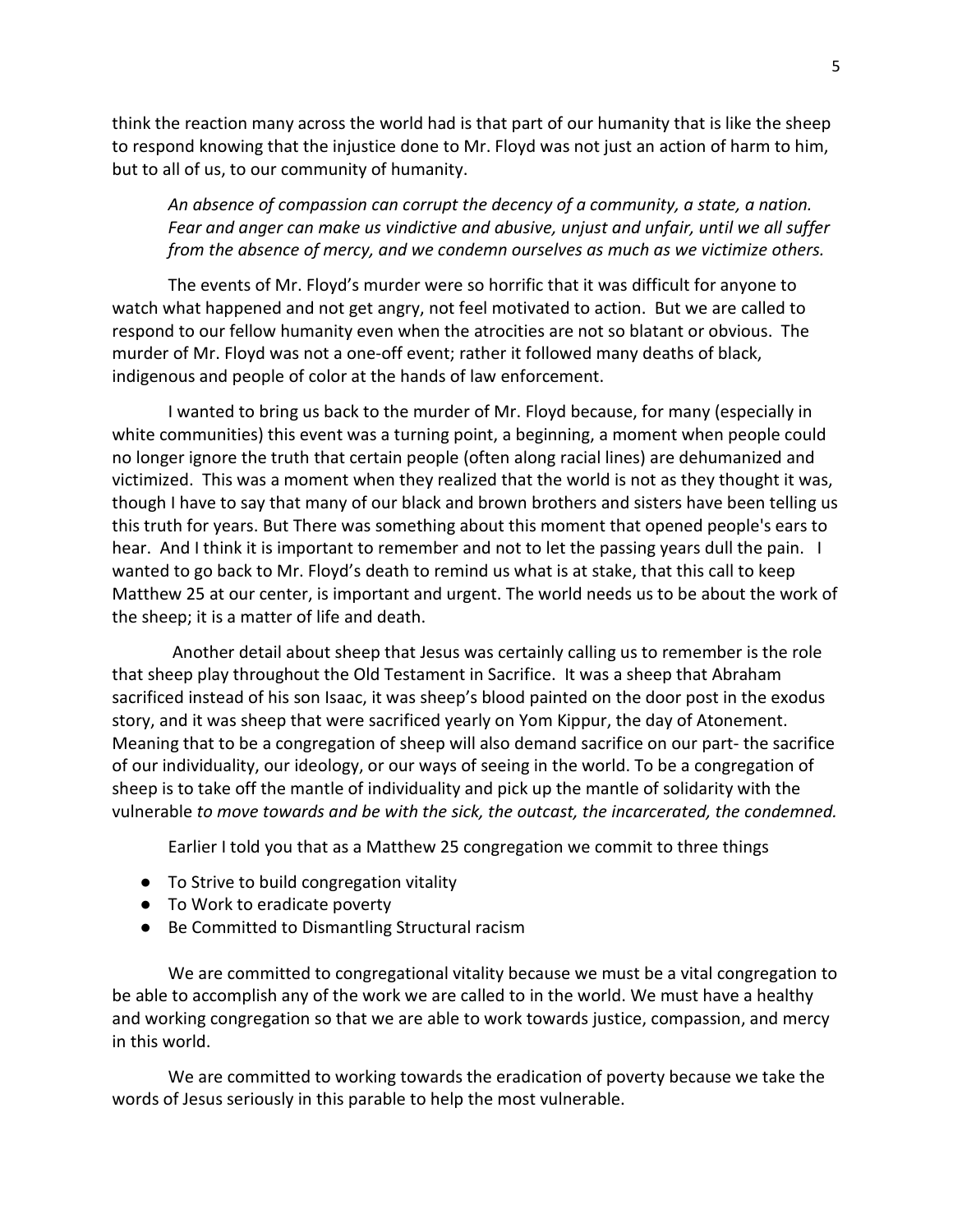think the reaction many across the world had is that part of our humanity that is like the sheep to respond knowing that the injustice done to Mr. Floyd was not just an action of harm to him, but to all of us, to our community of humanity.

> *An absence of compassion can corrupt the decency of a community, a state, a nation. Fear and anger can make us vindictive and abusive, unjust and unfair, until we all suffer from the absence of mercy, and we condemn ourselves as much as we victimize others.*

The events of Mr. Floyd's murder were so horrific that it was difficult for anyone to watch what happened and not get angry, not feel motivated to action. But we are called to respond to our fellow humanity even when the atrocities are not so blatant or obvious. The murder of Mr. Floyd was not a one-off event; rather it followed many deaths of black, indigenous and people of color at the hands of law enforcement.

I wanted to bring us back to the murder of Mr. Floyd because, for many (especially in white communities) this event was a turning point, a beginning, a moment when people could no longer ignore the truth that certain people (often along racial lines) are dehumanized and victimized. This was a moment when they realized that the world is not as they thought it was, though I have to say that many of our black and brown brothers and sisters have been telling us this truth for years. But There was something about this moment that opened people's ears to hear. And I think it is important to remember and not to let the passing years dull the pain. I wanted to go back to Mr. Floyd's death to remind us what is at stake, that this call to keep Matthew 25 at our center, is important and urgent. The world needs us to be about the work of the sheep; it is a matter of life and death.

Another detail about sheep that Jesus was certainly calling us to remember is the role that sheep play throughout the Old Testament in Sacrifice. It was a sheep that Abraham sacrificed instead of his son Isaac, it was sheep's blood painted on the door post in the exodus story, and it was sheep that were sacrificed yearly on Yom Kippur, the day of Atonement. Meaning that to be a congregation of sheep will also demand sacrifice on our part- the sacrifice of our individuality, our ideology, or our ways of seeing in the world. To be a congregation of sheep is to take off the mantle of individuality and pick up the mantle of solidarity with the vulnerable *to move towards and be with the sick, the outcast, the incarcerated, the condemned.*

Earlier I told you that as a Matthew 25 congregation we commit to three things

- To Strive to build congregation vitality
- To Work to eradicate poverty
- Be Committed to Dismantling Structural racism

We are committed to congregational vitality because we must be a vital congregation to be able to accomplish any of the work we are called to in the world. We must have a healthy and working congregation so that we are able to work towards justice, compassion, and mercy in this world.

We are committed to working towards the eradication of poverty because we take the words of Jesus seriously in this parable to help the most vulnerable.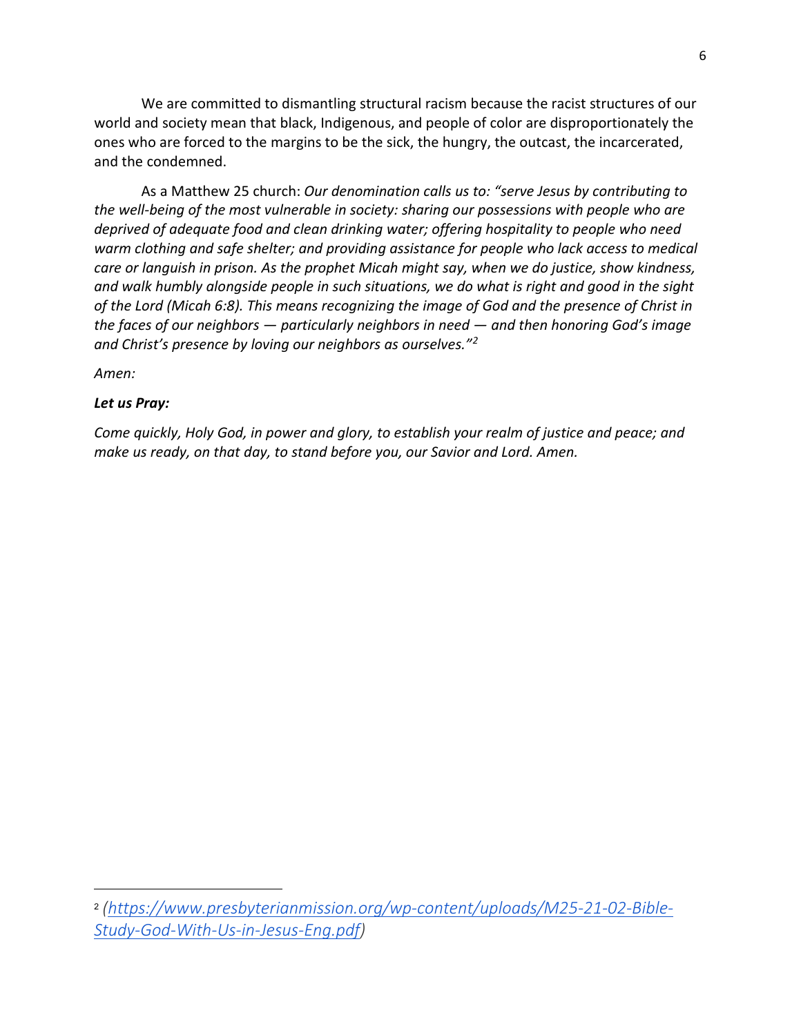We are committed to dismantling structural racism because the racist structures of our world and society mean that black, Indigenous, and people of color are disproportionately the ones who are forced to the margins to be the sick, the hungry, the outcast, the incarcerated, and the condemned.

As a Matthew 25 church: *Our denomination calls us to: "serve Jesus by contributing to the well-being of the most vulnerable in society: sharing our possessions with people who are deprived of adequate food and clean drinking water; offering hospitality to people who need warm clothing and safe shelter; and providing assistance for people who lack access to medical care or languish in prison. As the prophet Micah might say, when we do justice, show kindness, and walk humbly alongside people in such situations, we do what is right and good in the sight of the Lord (Micah 6:8). This means recognizing the image of God and the presence of Christ in the faces of our neighbors — particularly neighbors in need — and then honoring God's image and Christ's presence by loving our neighbors as ourselves."*[2]

*Amen:*

***Let us Pray:***

*Come quickly, Holy God, in power and glory, to establish your realm of justice and peace; and make us ready, on that day, to stand before you, our Savior and Lord. Amen.*

---

[2] *(https://www.presbyterianmission.org/wp-content/uploads/M25-21-02-Bible-Study-God-With-Us-in-Jesus-Eng.pdf)*